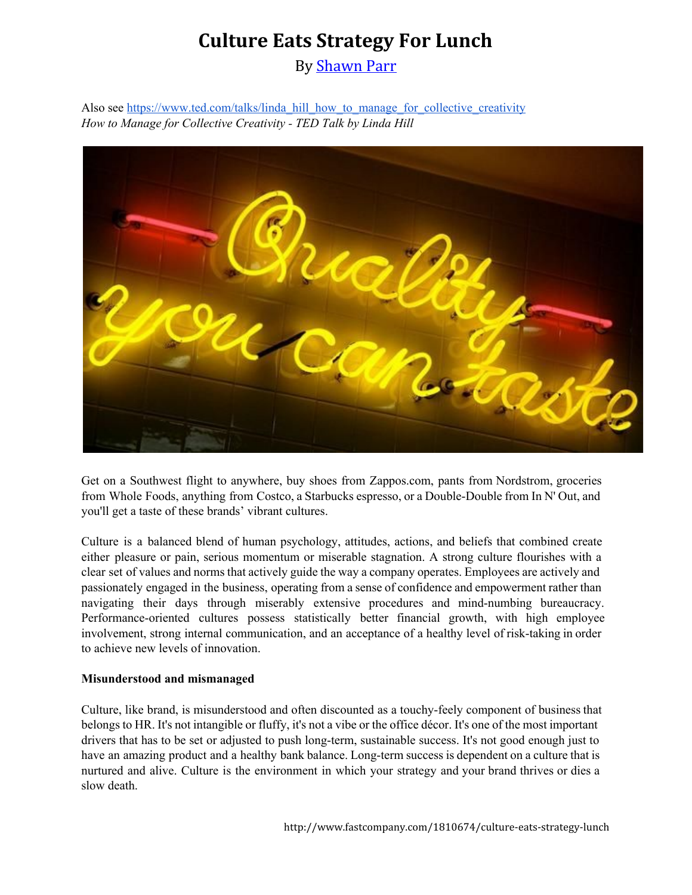# Culture Eats Strategy For Lunch

By [Shawn Parr](#)

Also see [https://www.ted.com/talks/linda_hill_how_to_manage_for_collective_creativity](https://www.ted.com/talks/linda_hill_how_to_manage_for_collective_creativity)
*How to Manage for Collective Creativity - TED Talk by Linda Hill*

Get on a Southwest flight to anywhere, buy shoes from Zappos.com, pants from Nordstrom, groceries from Whole Foods, anything from Costco, a Starbucks espresso, or a Double-Double from In N' Out, and you'll get a taste of these brands' vibrant cultures.

Culture is a balanced blend of human psychology, attitudes, actions, and beliefs that combined create either pleasure or pain, serious momentum or miserable stagnation. A strong culture flourishes with a clear set of values and norms that actively guide the way a company operates. Employees are actively and passionately engaged in the business, operating from a sense of confidence and empowerment rather than navigating their days through miserably extensive procedures and mind-numbing bureaucracy. Performance-oriented cultures possess statistically better financial growth, with high employee involvement, strong internal communication, and an acceptance of a healthy level of risk-taking in order to achieve new levels of innovation.

**Misunderstood and mismanaged**

Culture, like brand, is misunderstood and often discounted as a touchy-feely component of business that belongs to HR. It's not intangible or fluffy, it's not a vibe or the office décor. It's one of the most important drivers that has to be set or adjusted to push long-term, sustainable success. It's not good enough just to have an amazing product and a healthy bank balance. Long-term success is dependent on a culture that is nurtured and alive. Culture is the environment in which your strategy and your brand thrives or dies a slow death.

http://www.fastcompany.com/1810674/culture-eats-strategy-lunch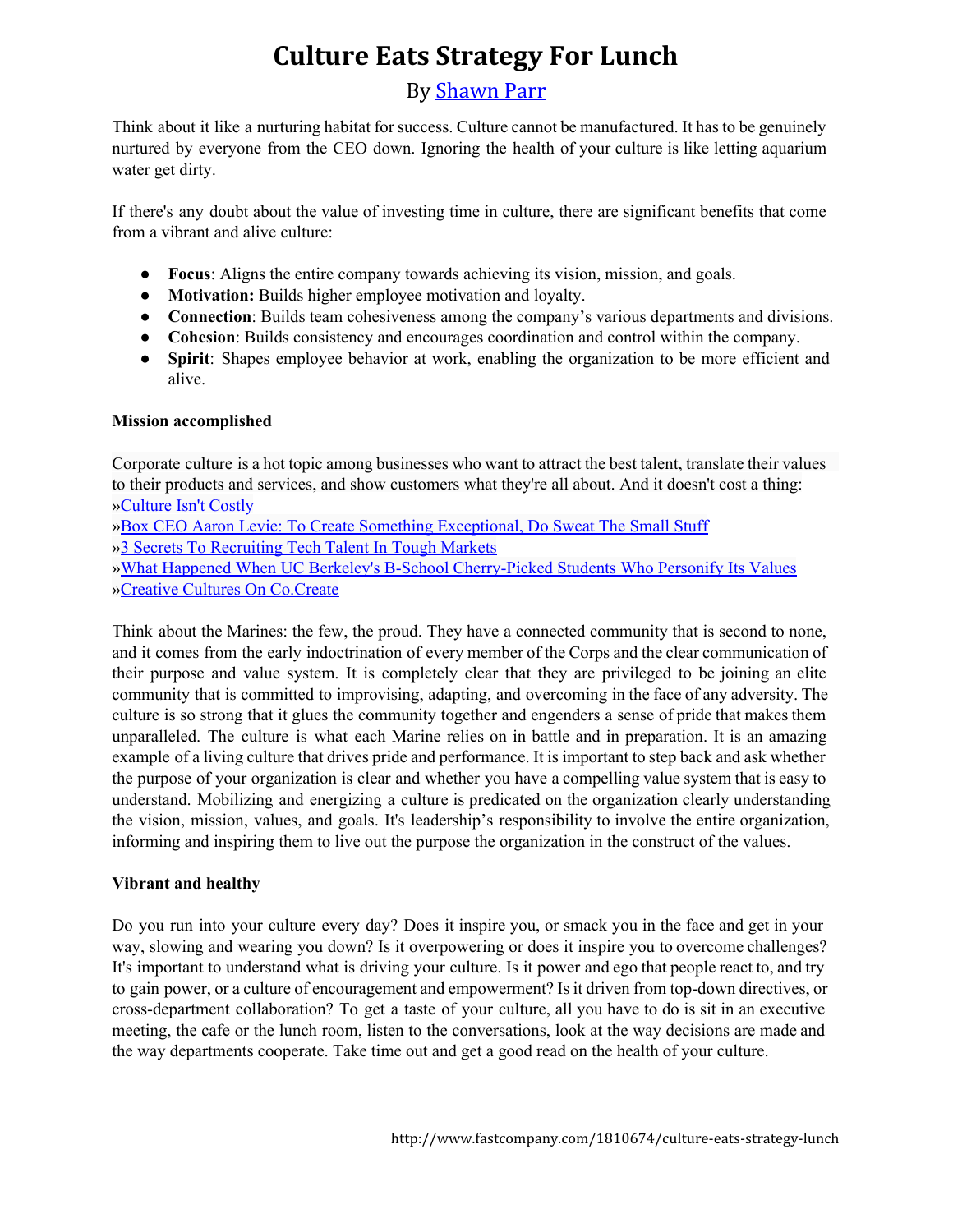# Culture Eats Strategy For Lunch

By Shawn Parr

Think about it like a nurturing habitat for success. Culture cannot be manufactured. It has to be genuinely nurtured by everyone from the CEO down. Ignoring the health of your culture is like letting aquarium water get dirty.

If there's any doubt about the value of investing time in culture, there are significant benefits that come from a vibrant and alive culture:

- **Focus**: Aligns the entire company towards achieving its vision, mission, and goals.
- **Motivation:** Builds higher employee motivation and loyalty.
- **Connection**: Builds team cohesiveness among the company's various departments and divisions.
- **Cohesion**: Builds consistency and encourages coordination and control within the company.
- **Spirit**: Shapes employee behavior at work, enabling the organization to be more efficient and alive.

**Mission accomplished**

Corporate culture is a hot topic among businesses who want to attract the best talent, translate their values to their products and services, and show customers what they're all about. And it doesn't cost a thing:
»Culture Isn't Costly
»Box CEO Aaron Levie: To Create Something Exceptional, Do Sweat The Small Stuff
»3 Secrets To Recruiting Tech Talent In Tough Markets
»What Happened When UC Berkeley's B-School Cherry-Picked Students Who Personify Its Values
»Creative Cultures On Co.Create

Think about the Marines: the few, the proud. They have a connected community that is second to none, and it comes from the early indoctrination of every member of the Corps and the clear communication of their purpose and value system. It is completely clear that they are privileged to be joining an elite community that is committed to improvising, adapting, and overcoming in the face of any adversity. The culture is so strong that it glues the community together and engenders a sense of pride that makes them unparalleled. The culture is what each Marine relies on in battle and in preparation. It is an amazing example of a living culture that drives pride and performance. It is important to step back and ask whether the purpose of your organization is clear and whether you have a compelling value system that is easy to understand. Mobilizing and energizing a culture is predicated on the organization clearly understanding the vision, mission, values, and goals. It's leadership's responsibility to involve the entire organization, informing and inspiring them to live out the purpose the organization in the construct of the values.

**Vibrant and healthy**

Do you run into your culture every day? Does it inspire you, or smack you in the face and get in your way, slowing and wearing you down? Is it overpowering or does it inspire you to overcome challenges? It's important to understand what is driving your culture. Is it power and ego that people react to, and try to gain power, or a culture of encouragement and empowerment? Is it driven from top-down directives, or cross-department collaboration? To get a taste of your culture, all you have to do is sit in an executive meeting, the cafe or the lunch room, listen to the conversations, look at the way decisions are made and the way departments cooperate. Take time out and get a good read on the health of your culture.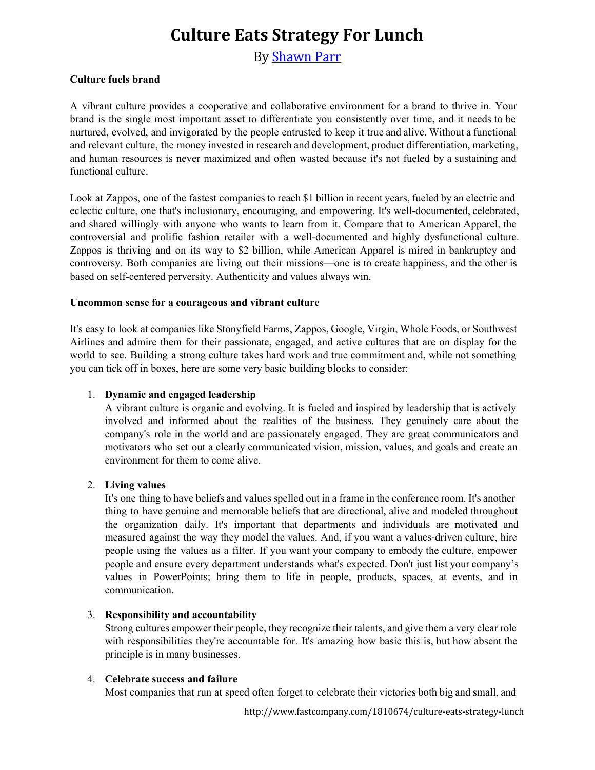# Culture Eats Strategy For Lunch

By [Shawn Parr](Shawn Parr)

**Culture fuels brand**

A vibrant culture provides a cooperative and collaborative environment for a brand to thrive in. Your brand is the single most important asset to differentiate you consistently over time, and it needs to be nurtured, evolved, and invigorated by the people entrusted to keep it true and alive. Without a functional and relevant culture, the money invested in research and development, product differentiation, marketing, and human resources is never maximized and often wasted because it's not fueled by a sustaining and functional culture.

Look at Zappos, one of the fastest companies to reach $1 billion in recent years, fueled by an electric and eclectic culture, one that's inclusionary, encouraging, and empowering. It's well-documented, celebrated, and shared willingly with anyone who wants to learn from it. Compare that to American Apparel, the controversial and prolific fashion retailer with a well-documented and highly dysfunctional culture. Zappos is thriving and on its way to $2 billion, while American Apparel is mired in bankruptcy and controversy. Both companies are living out their missions—one is to create happiness, and the other is based on self-centered perversity. Authenticity and values always win.

**Uncommon sense for a courageous and vibrant culture**

It's easy to look at companies like Stonyfield Farms, Zappos, Google, Virgin, Whole Foods, or Southwest Airlines and admire them for their passionate, engaged, and active cultures that are on display for the world to see. Building a strong culture takes hard work and true commitment and, while not something you can tick off in boxes, here are some very basic building blocks to consider:

1. **Dynamic and engaged leadership**
   A vibrant culture is organic and evolving. It is fueled and inspired by leadership that is actively involved and informed about the realities of the business. They genuinely care about the company's role in the world and are passionately engaged. They are great communicators and motivators who set out a clearly communicated vision, mission, values, and goals and create an environment for them to come alive.

2. **Living values**
   It's one thing to have beliefs and values spelled out in a frame in the conference room. It's another thing to have genuine and memorable beliefs that are directional, alive and modeled throughout the organization daily. It's important that departments and individuals are motivated and measured against the way they model the values. And, if you want a values-driven culture, hire people using the values as a filter. If you want your company to embody the culture, empower people and ensure every department understands what's expected. Don't just list your company's values in PowerPoints; bring them to life in people, products, spaces, at events, and in communication.

3. **Responsibility and accountability**
   Strong cultures empower their people, they recognize their talents, and give them a very clear role with responsibilities they're accountable for. It's amazing how basic this is, but how absent the principle is in many businesses.

4. **Celebrate success and failure**
   Most companies that run at speed often forget to celebrate their victories both big and small, and

http://www.fastcompany.com/1810674/culture-eats-strategy-lunch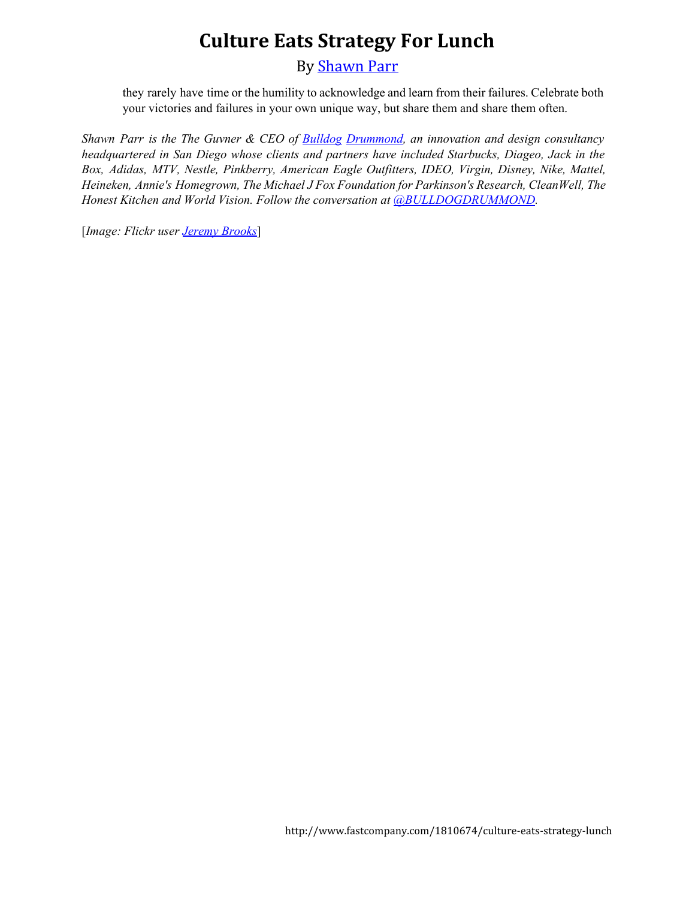they rarely have time or the humility to acknowledge and learn from their failures. Celebrate both your victories and failures in your own unique way, but share them and share them often.

*Shawn Parr is the The Guvner & CEO of Bulldog Drummond, an innovation and design consultancy headquartered in San Diego whose clients and partners have included Starbucks, Diageo, Jack in the Box, Adidas, MTV, Nestle, Pinkberry, American Eagle Outfitters, IDEO, Virgin, Disney, Nike, Mattel, Heineken, Annie's Homegrown, The Michael J Fox Foundation for Parkinson's Research, CleanWell, The Honest Kitchen and World Vision. Follow the conversation at @BULLDOGDRUMMOND.*

[*Image: Flickr user Jeremy Brooks*]